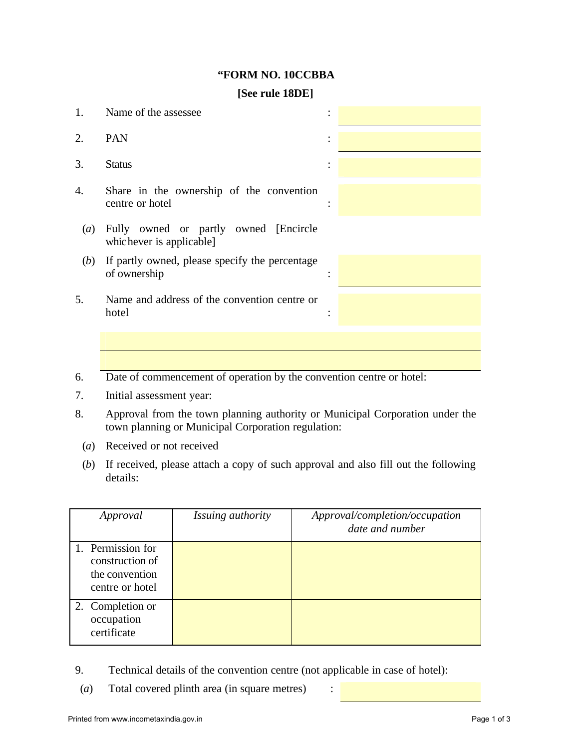**"FORM NO. 10CCBBA**

**[See rule 18DE]**

1. Name of the assessee :

2. PAN :

3. Status :

4. Share in the ownership of the convention centre or hotel :

   (*a*) Fully owned or partly owned [Encircle whichever is applicable]

   (*b*) If partly owned, please specify the percentage of ownership :

5. Name and address of the convention centre or hotel :

6. Date of commencement of operation by the convention centre or hotel:

7. Initial assessment year:

8. Approval from the town planning authority or Municipal Corporation under the town planning or Municipal Corporation regulation:

   (*a*) Received or not received

   (*b*) If received, please attach a copy of such approval and also fill out the following details:

| *Approval* | *Issuing authority* | *Approval/completion/occupation date and number* |
|---|---|---|
| 1. Permission for construction of the convention centre or hotel | | |
| 2. Completion or occupation certificate | | |

9. Technical details of the convention centre (not applicable in case of hotel):

   (*a*) Total covered plinth area (in square metres) :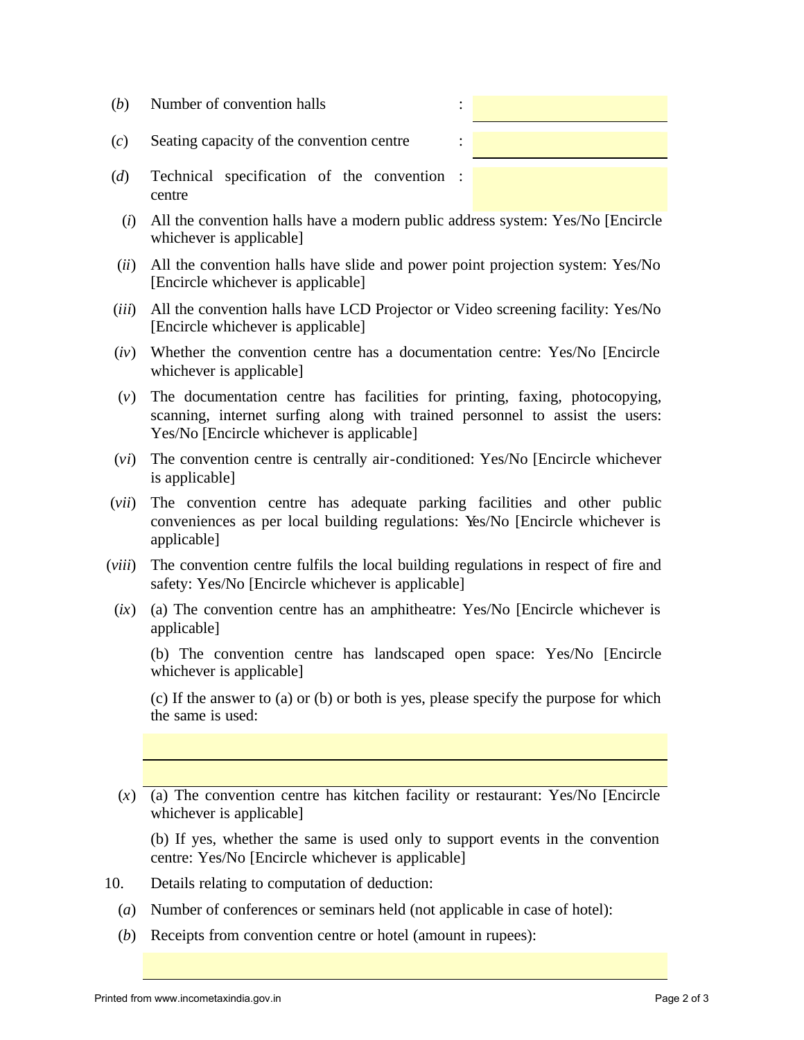(*b*) Number of convention halls : ______________

(*c*) Seating capacity of the convention centre : ______________

(*d*) Technical specification of the convention centre : ______________

(*i*) All the convention halls have a modern public address system: Yes/No [Encircle whichever is applicable]

(*ii*) All the convention halls have slide and power point projection system: Yes/No [Encircle whichever is applicable]

(*iii*) All the convention halls have LCD Projector or Video screening facility: Yes/No [Encircle whichever is applicable]

(*iv*) Whether the convention centre has a documentation centre: Yes/No [Encircle whichever is applicable]

(*v*) The documentation centre has facilities for printing, faxing, photocopying, scanning, internet surfing along with trained personnel to assist the users: Yes/No [Encircle whichever is applicable]

(*vi*) The convention centre is centrally air-conditioned: Yes/No [Encircle whichever is applicable]

(*vii*) The convention centre has adequate parking facilities and other public conveniences as per local building regulations: Yes/No [Encircle whichever is applicable]

(*viii*) The convention centre fulfils the local building regulations in respect of fire and safety: Yes/No [Encircle whichever is applicable]

(*ix*) (a) The convention centre has an amphitheatre: Yes/No [Encircle whichever is applicable]

(b) The convention centre has landscaped open space: Yes/No [Encircle whichever is applicable]

(c) If the answer to (a) or (b) or both is yes, please specify the purpose for which the same is used:

______________________________________________

______________________________________________

(*x*) (a) The convention centre has kitchen facility or restaurant: Yes/No [Encircle whichever is applicable]

(b) If yes, whether the same is used only to support events in the convention centre: Yes/No [Encircle whichever is applicable]

10. Details relating to computation of deduction:

(*a*) Number of conferences or seminars held (not applicable in case of hotel):

(*b*) Receipts from convention centre or hotel (amount in rupees):

______________________________________________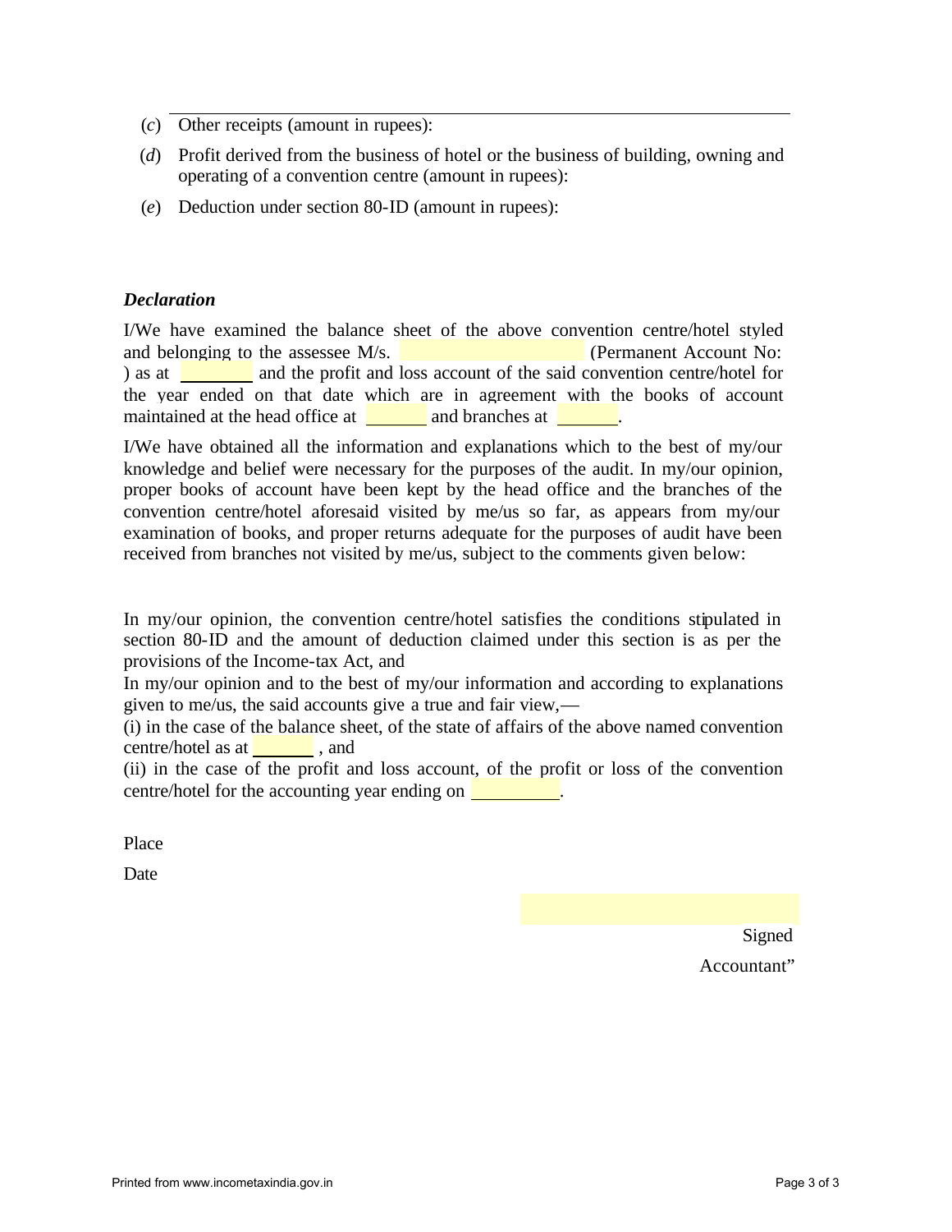(*c*) Other receipts (amount in rupees):

(*d*) Profit derived from the business of hotel or the business of building, owning and operating of a convention centre (amount in rupees):

(*e*) Deduction under section 80-ID (amount in rupees):

***Declaration***

I/We have examined the balance sheet of the above convention centre/hotel styled and belonging to the assessee M/s. __________ (Permanent Account No: ) as at ________ and the profit and loss account of the said convention centre/hotel for the year ended on that date which are in agreement with the books of account maintained at the head office at ______ and branches at ______.

I/We have obtained all the information and explanations which to the best of my/our knowledge and belief were necessary for the purposes of the audit. In my/our opinion, proper books of account have been kept by the head office and the branches of the convention centre/hotel aforesaid visited by me/us so far, as appears from my/our examination of books, and proper returns adequate for the purposes of audit have been received from branches not visited by me/us, subject to the comments given below:

In my/our opinion, the convention centre/hotel satisfies the conditions stipulated in section 80-ID and the amount of deduction claimed under this section is as per the provisions of the Income-tax Act, and

In my/our opinion and to the best of my/our information and according to explanations given to me/us, the said accounts give a true and fair view,—

(i) in the case of the balance sheet, of the state of affairs of the above named convention centre/hotel as at ______ , and

(ii) in the case of the profit and loss account, of the profit or loss of the convention centre/hotel for the accounting year ending on _________.

Place

Date

Signed

Accountant"